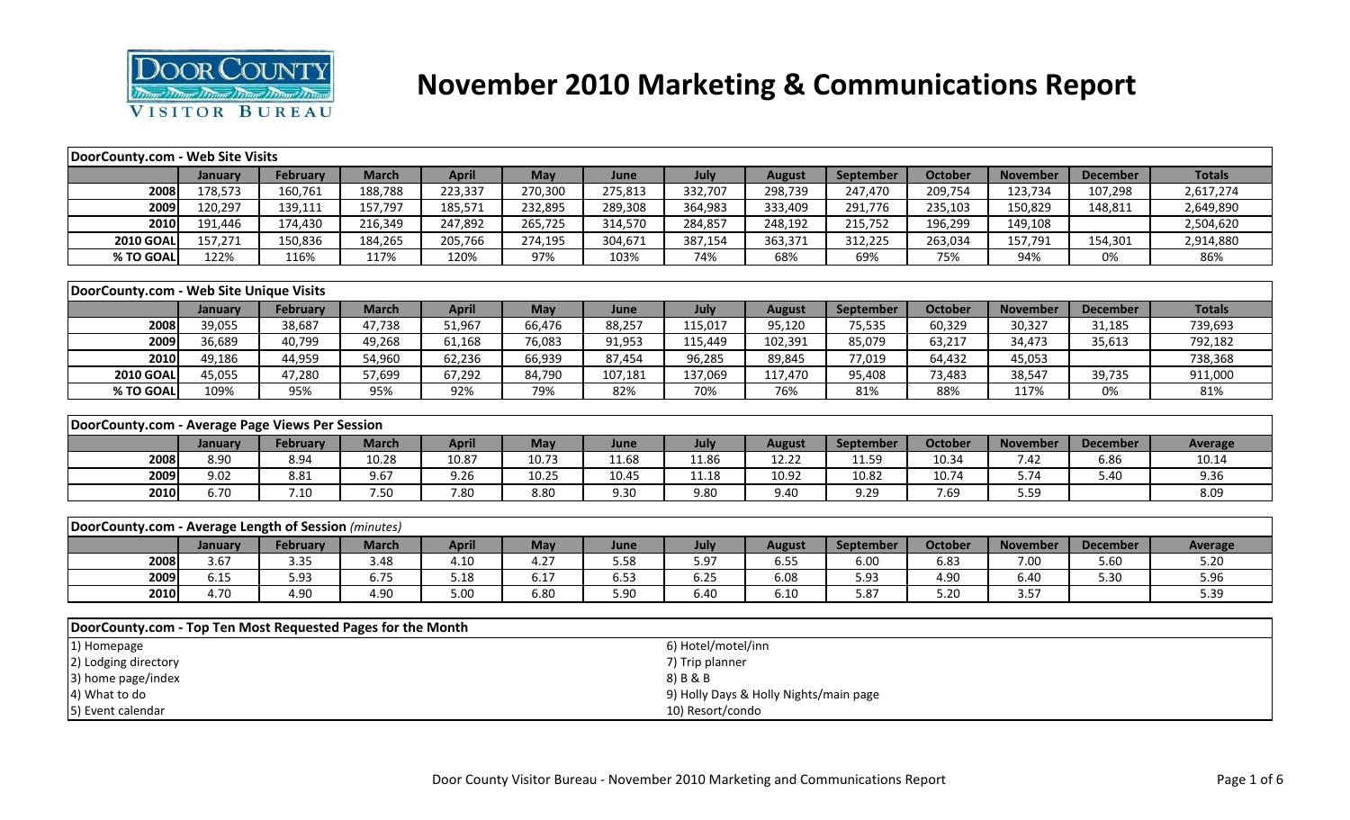# November 2010 Marketing & Communications Report

Door County Visitor Bureau

| DoorCounty.com - Web Site Visits | | | | | | | | | | | | | |
|---|---|---|---|---|---|---|---|---|---|---|---|---|---|
| | January | February | March | April | May | June | July | August | September | October | November | December | Totals |
| 2008 | 178,573 | 160,761 | 188,788 | 223,337 | 270,300 | 275,813 | 332,707 | 298,739 | 247,470 | 209,754 | 123,734 | 107,298 | 2,617,274 |
| 2009 | 120,297 | 139,111 | 157,797 | 185,571 | 232,895 | 289,308 | 364,983 | 333,409 | 291,776 | 235,103 | 150,829 | 148,811 | 2,649,890 |
| 2010 | 191,446 | 174,430 | 216,349 | 247,892 | 265,725 | 314,570 | 284,857 | 248,192 | 215,752 | 196,299 | 149,108 | | 2,504,620 |
| 2010 GOAL | 157,271 | 150,836 | 184,265 | 205,766 | 274,195 | 304,671 | 387,154 | 363,371 | 312,225 | 263,034 | 157,791 | 154,301 | 2,914,880 |
| % TO GOAL | 122% | 116% | 117% | 120% | 97% | 103% | 74% | 68% | 69% | 75% | 94% | 0% | 86% |

| DoorCounty.com - Web Site Unique Visits | | | | | | | | | | | | | |
|---|---|---|---|---|---|---|---|---|---|---|---|---|---|
| | January | February | March | April | May | June | July | August | September | October | November | December | Totals |
| 2008 | 39,055 | 38,687 | 47,738 | 51,967 | 66,476 | 88,257 | 115,017 | 95,120 | 75,535 | 60,329 | 30,327 | 31,185 | 739,693 |
| 2009 | 36,689 | 40,799 | 49,268 | 61,168 | 76,083 | 91,953 | 115,449 | 102,391 | 85,079 | 63,217 | 34,473 | 35,613 | 792,182 |
| 2010 | 49,186 | 44,959 | 54,960 | 62,236 | 66,939 | 87,454 | 96,285 | 89,845 | 77,019 | 64,432 | 45,053 | | 738,368 |
| 2010 GOAL | 45,055 | 47,280 | 57,699 | 67,292 | 84,790 | 107,181 | 137,069 | 117,470 | 95,408 | 73,483 | 38,547 | 39,735 | 911,000 |
| % TO GOAL | 109% | 95% | 95% | 92% | 79% | 82% | 70% | 76% | 81% | 88% | 117% | 0% | 81% |

| DoorCounty.com - Average Page Views Per Session | | | | | | | | | | | | | |
|---|---|---|---|---|---|---|---|---|---|---|---|---|---|
| | January | February | March | April | May | June | July | August | September | October | November | December | Average |
| 2008 | 8.90 | 8.94 | 10.28 | 10.87 | 10.73 | 11.68 | 11.86 | 12.22 | 11.59 | 10.34 | 7.42 | 6.86 | 10.14 |
| 2009 | 9.02 | 8.81 | 9.67 | 9.26 | 10.25 | 10.45 | 11.18 | 10.92 | 10.82 | 10.74 | 5.74 | 5.40 | 9.36 |
| 2010 | 6.70 | 7.10 | 7.50 | 7.80 | 8.80 | 9.30 | 9.80 | 9.40 | 9.29 | 7.69 | 5.59 | | 8.09 |

| DoorCounty.com - Average Length of Session *(minutes)* | | | | | | | | | | | | | |
|---|---|---|---|---|---|---|---|---|---|---|---|---|---|
| | January | February | March | April | May | June | July | August | September | October | November | December | Average |
| 2008 | 3.67 | 3.35 | 3.48 | 4.10 | 4.27 | 5.58 | 5.97 | 6.55 | 6.00 | 6.83 | 7.00 | 5.60 | 5.20 |
| 2009 | 6.15 | 5.93 | 6.75 | 5.18 | 6.17 | 6.53 | 6.25 | 6.08 | 5.93 | 4.90 | 6.40 | 5.30 | 5.96 |
| 2010 | 4.70 | 4.90 | 4.90 | 5.00 | 6.80 | 5.90 | 6.40 | 6.10 | 5.87 | 5.20 | 3.57 | | 5.39 |

| DoorCounty.com - Top Ten Most Requested Pages for the Month | |
|---|---|
| 1) Homepage | 6) Hotel/motel/inn |
| 2) Lodging directory | 7) Trip planner |
| 3) home page/index | 8) B & B |
| 4) What to do | 9) Holly Days & Holly Nights/main page |
| 5) Event calendar | 10) Resort/condo |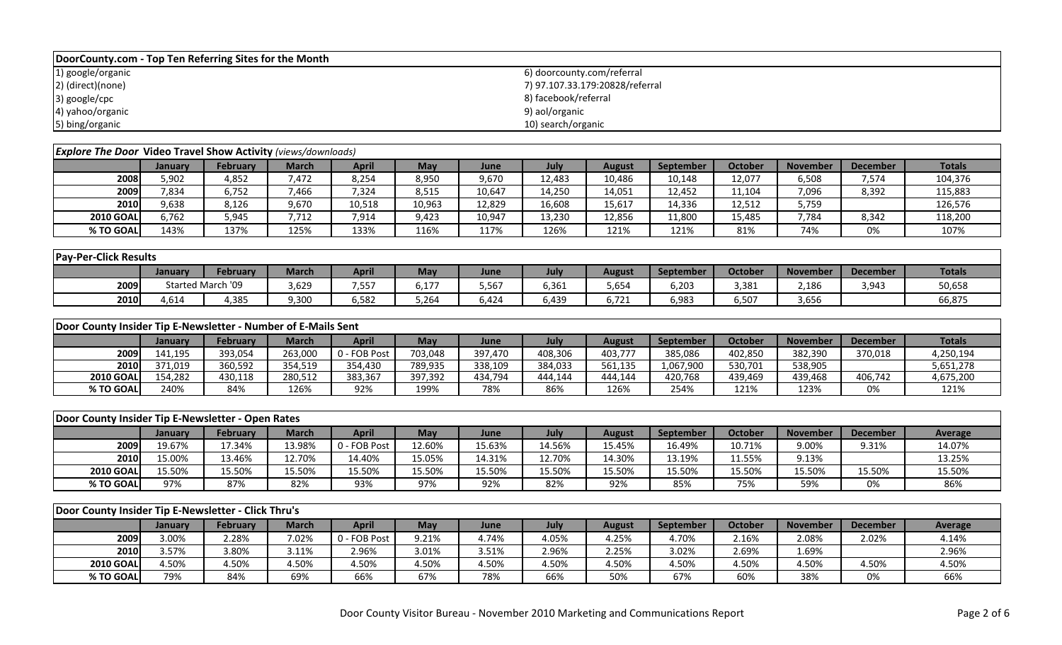## DoorCounty.com - Top Ten Referring Sites for the Month

| | |
|---|---|
| 1) google/organic | 6) doorcounty.com/referral |
| 2) (direct)(none) | 7) 97.107.33.179:20828/referral |
| 3) google/cpc | 8) facebook/referral |
| 4) yahoo/organic | 9) aol/organic |
| 5) bing/organic | 10) search/organic |

## *Explore The Door* Video Travel Show Activity *(views/downloads)*

| | January | February | March | April | May | June | July | August | September | October | November | December | Totals |
|---|---|---|---|---|---|---|---|---|---|---|---|---|---|
| 2008 | 5,902 | 4,852 | 7,472 | 8,254 | 8,950 | 9,670 | 12,483 | 10,486 | 10,148 | 12,077 | 6,508 | 7,574 | 104,376 |
| 2009 | 7,834 | 6,752 | 7,466 | 7,324 | 8,515 | 10,647 | 14,250 | 14,051 | 12,452 | 11,104 | 7,096 | 8,392 | 115,883 |
| 2010 | 9,638 | 8,126 | 9,670 | 10,518 | 10,963 | 12,829 | 16,608 | 15,617 | 14,336 | 12,512 | 5,759 | | 126,576 |
| 2010 GOAL | 6,762 | 5,945 | 7,712 | 7,914 | 9,423 | 10,947 | 13,230 | 12,856 | 11,800 | 15,485 | 7,784 | 8,342 | 118,200 |
| % TO GOAL | 143% | 137% | 125% | 133% | 116% | 117% | 126% | 121% | 121% | 81% | 74% | 0% | 107% |

## Pay-Per-Click Results

| | January | February | March | April | May | June | July | August | September | October | November | December | Totals |
|---|---|---|---|---|---|---|---|---|---|---|---|---|---|
| 2009 | Started March '09 | | 3,629 | 7,557 | 6,177 | 5,567 | 6,361 | 5,654 | 6,203 | 3,381 | 2,186 | 3,943 | 50,658 |
| 2010 | 4,614 | 4,385 | 9,300 | 6,582 | 5,264 | 6,424 | 6,439 | 6,721 | 6,983 | 6,507 | 3,656 | | 66,875 |

## Door County Insider Tip E-Newsletter - Number of E-Mails Sent

| | January | February | March | April | May | June | July | August | September | October | November | December | Totals |
|---|---|---|---|---|---|---|---|---|---|---|---|---|---|
| 2009 | 141,195 | 393,054 | 263,000 | 0 - FOB Post | 703,048 | 397,470 | 408,306 | 403,777 | 385,086 | 402,850 | 382,390 | 370,018 | 4,250,194 |
| 2010 | 371,019 | 360,592 | 354,519 | 354,430 | 789,935 | 338,109 | 384,033 | 561,135 | 1,067,900 | 530,701 | 538,905 | | 5,651,278 |
| 2010 GOAL | 154,282 | 430,118 | 280,512 | 383,367 | 397,392 | 434,794 | 444,144 | 444,144 | 420,768 | 439,469 | 439,468 | 406,742 | 4,675,200 |
| % TO GOAL | 240% | 84% | 126% | 92% | 199% | 78% | 86% | 126% | 254% | 121% | 123% | 0% | 121% |

## Door County Insider Tip E-Newsletter - Open Rates

| | January | February | March | April | May | June | July | August | September | October | November | December | Average |
|---|---|---|---|---|---|---|---|---|---|---|---|---|---|
| 2009 | 19.67% | 17.34% | 13.98% | 0 - FOB Post | 12.60% | 15.63% | 14.56% | 15.45% | 16.49% | 10.71% | 9.00% | 9.31% | 14.07% |
| 2010 | 15.00% | 13.46% | 12.70% | 14.40% | 15.05% | 14.31% | 12.70% | 14.30% | 13.19% | 11.55% | 9.13% | | 13.25% |
| 2010 GOAL | 15.50% | 15.50% | 15.50% | 15.50% | 15.50% | 15.50% | 15.50% | 15.50% | 15.50% | 15.50% | 15.50% | 15.50% | 15.50% |
| % TO GOAL | 97% | 87% | 82% | 93% | 97% | 92% | 82% | 92% | 85% | 75% | 59% | 0% | 86% |

## Door County Insider Tip E-Newsletter - Click Thru's

| | January | February | March | April | May | June | July | August | September | October | November | December | Average |
|---|---|---|---|---|---|---|---|---|---|---|---|---|---|
| 2009 | 3.00% | 2.28% | 7.02% | 0 - FOB Post | 9.21% | 4.74% | 4.05% | 4.25% | 4.70% | 2.16% | 2.08% | 2.02% | 4.14% |
| 2010 | 3.57% | 3.80% | 3.11% | 2.96% | 3.01% | 3.51% | 2.96% | 2.25% | 3.02% | 2.69% | 1.69% | | 2.96% |
| 2010 GOAL | 4.50% | 4.50% | 4.50% | 4.50% | 4.50% | 4.50% | 4.50% | 4.50% | 4.50% | 4.50% | 4.50% | 4.50% | 4.50% |
| % TO GOAL | 79% | 84% | 69% | 66% | 67% | 78% | 66% | 50% | 67% | 60% | 38% | 0% | 66% |

Door County Visitor Bureau - November 2010 Marketing and Communications Report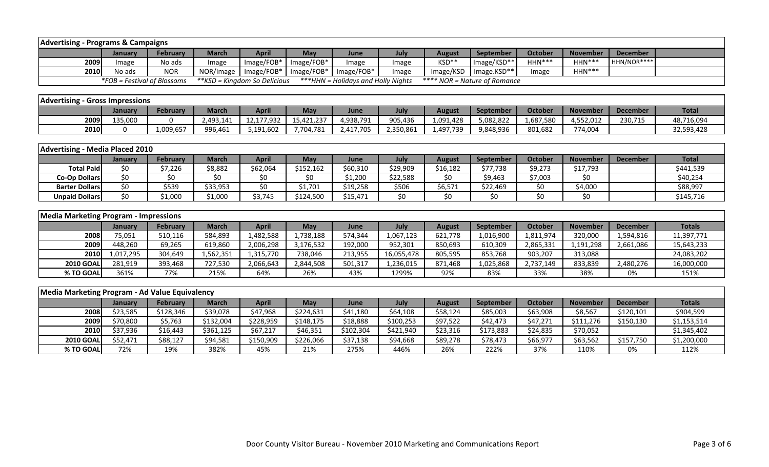## Advertising - Programs & Campaigns

| | January | February | March | April | May | June | July | August | September | October | November | December | |
|---|---|---|---|---|---|---|---|---|---|---|---|---|---|
| 2009 | Image | No ads | Image | Image/FOB* | Image/FOB* | Image | Image | KSD** | Image/KSD** | HHN*** | HHN*** | HHN/NOR**** | |
| 2010 | No ads | NOR | NOR/Image | Image/FOB* | Image/FOB* | Image/FOB* | Image | Image/KSD | Image.KSD** | Image | HHN*** | | |

*FOB = Festival of Blossoms  **KSD = Kingdom So Delicious  ***HHN = Holidays and Holly Nights  **** NOR = Nature of Romance

## Advertising - Gross Impressions

| | January | February | March | April | May | June | July | August | September | October | November | December | Total |
|---|---|---|---|---|---|---|---|---|---|---|---|---|---|
| 2009 | 135,000 | 0 | 2,493,141 | 12,177,932 | 15,421,237 | 4,938,791 | 905,436 | 1,091,428 | 5,082,822 | 1,687,580 | 4,552,012 | 230,715 | 48,716,094 |
| 2010 | 0 | 1,009,657 | 996,461 | 5,191,602 | 7,704,781 | 2,417,705 | 2,350,861 | 1,497,739 | 9,848,936 | 801,682 | 774,004 | | 32,593,428 |

## Advertising - Media Placed 2010

| | January | February | March | April | May | June | July | August | September | October | November | December | Total |
|---|---|---|---|---|---|---|---|---|---|---|---|---|---|
| Total Paid | $0 | $7,226 | $8,882 | $62,064 | $152,162 | $60,310 | $29,909 | $16,182 | $77,738 | $9,273 | $17,793 | | $441,539 |
| Co-Op Dollars | $0 | $0 | $0 | $0 | $0 | $1,200 | $22,588 | $0 | $9,463 | $7,003 | $0 | | $40,254 |
| Barter Dollars | $0 | $539 | $33,953 | $0 | $1,701 | $19,258 | $506 | $6,571 | $22,469 | $0 | $4,000 | | $88,997 |
| Unpaid Dollars | $0 | $1,000 | $1,000 | $3,745 | $124,500 | $15,471 | $0 | $0 | $0 | $0 | $0 | | $145,716 |

## Media Marketing Program - Impressions

| | January | February | March | April | May | June | July | August | September | October | November | December | Totals |
|---|---|---|---|---|---|---|---|---|---|---|---|---|---|
| 2008 | 75,051 | 510,116 | 584,893 | 1,482,588 | 1,738,188 | 574,344 | 1,067,123 | 621,778 | 1,016,900 | 1,811,974 | 320,000 | 1,594,816 | 11,397,771 |
| 2009 | 448,260 | 69,265 | 619,860 | 2,006,298 | 3,176,532 | 192,000 | 952,301 | 850,693 | 610,309 | 2,865,331 | 1,191,298 | 2,661,086 | 15,643,233 |
| 2010 | 1,017,295 | 304,649 | 1,562,351 | 1,315,770 | 738,046 | 213,955 | 16,055,478 | 805,595 | 853,768 | 903,207 | 313,088 | | 24,083,202 |
| 2010 GOAL | 281,919 | 393,468 | 727,530 | 2,066,643 | 2,844,508 | 501,317 | 1,236,015 | 871,468 | 1,025,868 | 2,737,149 | 833,839 | 2,480,276 | 16,000,000 |
| % TO GOAL | 361% | 77% | 215% | 64% | 26% | 43% | 1299% | 92% | 83% | 33% | 38% | 0% | 151% |

## Media Marketing Program - Ad Value Equivalency

| | January | February | March | April | May | June | July | August | September | October | November | December | Totals |
|---|---|---|---|---|---|---|---|---|---|---|---|---|---|
| 2008 | $23,585 | $128,346 | $39,078 | $47,968 | $224,631 | $41,180 | $64,108 | $58,124 | $85,003 | $63,908 | $8,567 | $120,101 | $904,599 |
| 2009 | $70,800 | $5,763 | $132,004 | $228,959 | $148,175 | $18,888 | $100,253 | $97,522 | $42,473 | $47,271 | $111,276 | $150,130 | $1,153,514 |
| 2010 | $37,936 | $16,443 | $361,125 | $67,217 | $46,351 | $102,304 | $421,940 | $23,316 | $173,883 | $24,835 | $70,052 | | $1,345,402 |
| 2010 GOAL | $52,471 | $88,127 | $94,581 | $150,909 | $226,066 | $37,138 | $94,668 | $89,278 | $78,473 | $66,977 | $63,562 | $157,750 | $1,200,000 |
| % TO GOAL | 72% | 19% | 382% | 45% | 21% | 275% | 446% | 26% | 222% | 37% | 110% | 0% | 112% |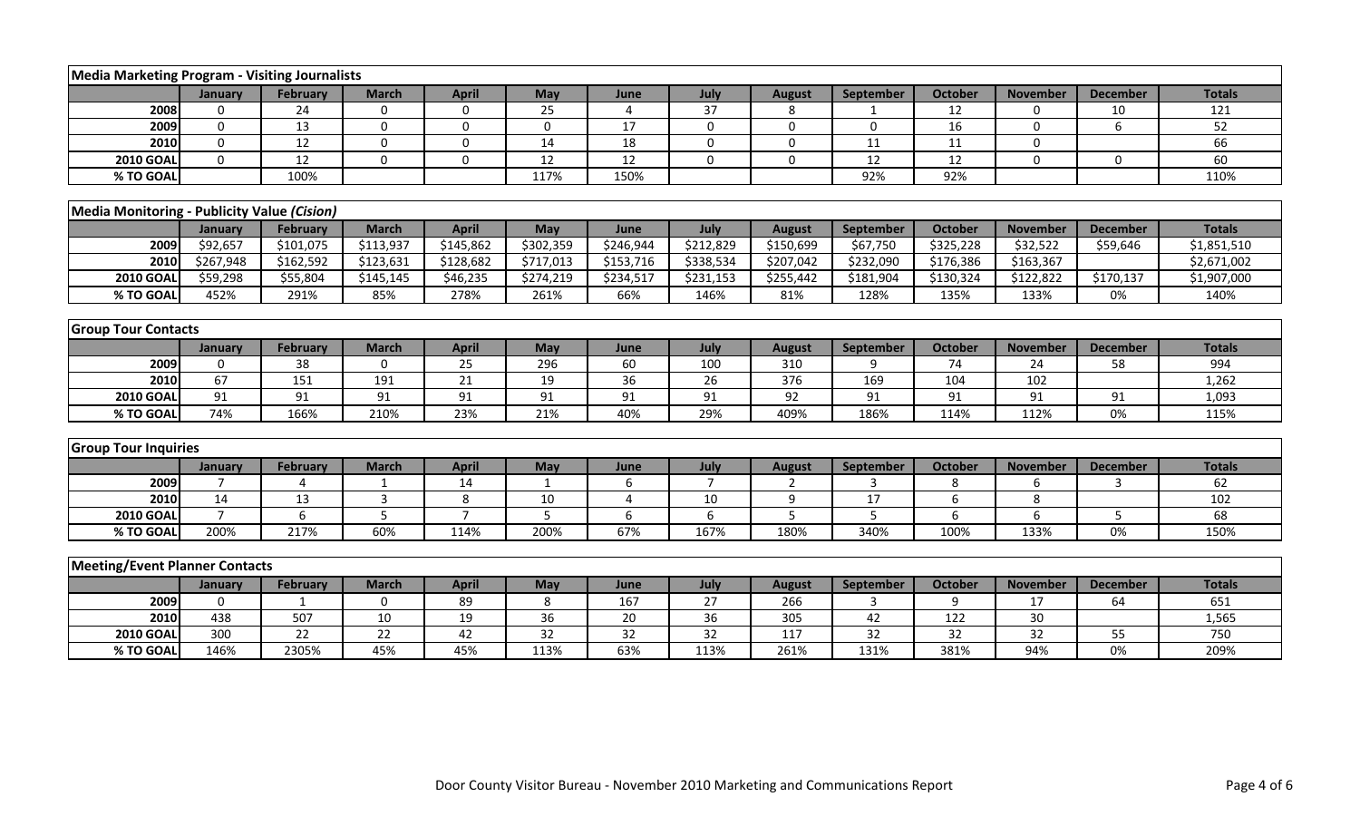| Media Marketing Program - Visiting Journalists | | | | | | | | | | | | | |
|---|---|---|---|---|---|---|---|---|---|---|---|---|---|
| | January | February | March | April | May | June | July | August | September | October | November | December | Totals |
| 2008 | 0 | 24 | 0 | 0 | 25 | 4 | 37 | 8 | 1 | 12 | 0 | 10 | 121 |
| 2009 | 0 | 13 | 0 | 0 | 0 | 17 | 0 | 0 | 0 | 16 | 0 | 6 | 52 |
| 2010 | 0 | 12 | 0 | 0 | 14 | 18 | 0 | 0 | 11 | 11 | 0 | | 66 |
| 2010 GOAL | 0 | 12 | 0 | 0 | 12 | 12 | 0 | 0 | 12 | 12 | 0 | 0 | 60 |
| % TO GOAL | | 100% | | | 117% | 150% | | | 92% | 92% | | | 110% |

| Media Monitoring - Publicity Value *(Cision)* | | | | | | | | | | | | | |
|---|---|---|---|---|---|---|---|---|---|---|---|---|---|
| | January | February | March | April | May | June | July | August | September | October | November | December | Totals |
| 2009 | $92,657 | $101,075 | $113,937 | $145,862 | $302,359 | $246,944 | $212,829 | $150,699 | $67,750 | $325,228 | $32,522 | $59,646 | $1,851,510 |
| 2010 | $267,948 | $162,592 | $123,631 | $128,682 | $717,013 | $153,716 | $338,534 | $207,042 | $232,090 | $176,386 | $163,367 | | $2,671,002 |
| 2010 GOAL | $59,298 | $55,804 | $145,145 | $46,235 | $274,219 | $234,517 | $231,153 | $255,442 | $181,904 | $130,324 | $122,822 | $170,137 | $1,907,000 |
| % TO GOAL | 452% | 291% | 85% | 278% | 261% | 66% | 146% | 81% | 128% | 135% | 133% | 0% | 140% |

| Group Tour Contacts | | | | | | | | | | | | | |
|---|---|---|---|---|---|---|---|---|---|---|---|---|---|
| | January | February | March | April | May | June | July | August | September | October | November | December | Totals |
| 2009 | 0 | 38 | 0 | 25 | 296 | 60 | 100 | 310 | 9 | 74 | 24 | 58 | 994 |
| 2010 | 67 | 151 | 191 | 21 | 19 | 36 | 26 | 376 | 169 | 104 | 102 | | 1,262 |
| 2010 GOAL | 91 | 91 | 91 | 91 | 91 | 91 | 91 | 92 | 91 | 91 | 91 | 91 | 1,093 |
| % TO GOAL | 74% | 166% | 210% | 23% | 21% | 40% | 29% | 409% | 186% | 114% | 112% | 0% | 115% |

| Group Tour Inquiries | | | | | | | | | | | | | |
|---|---|---|---|---|---|---|---|---|---|---|---|---|---|
| | January | February | March | April | May | June | July | August | September | October | November | December | Totals |
| 2009 | 7 | 4 | 1 | 14 | 1 | 6 | 7 | 2 | 3 | 8 | 6 | 3 | 62 |
| 2010 | 14 | 13 | 3 | 8 | 10 | 4 | 10 | 9 | 17 | 6 | 8 | | 102 |
| 2010 GOAL | 7 | 6 | 5 | 7 | 5 | 6 | 6 | 5 | 5 | 6 | 6 | 5 | 68 |
| % TO GOAL | 200% | 217% | 60% | 114% | 200% | 67% | 167% | 180% | 340% | 100% | 133% | 0% | 150% |

| Meeting/Event Planner Contacts | | | | | | | | | | | | | |
|---|---|---|---|---|---|---|---|---|---|---|---|---|---|
| | January | February | March | April | May | June | July | August | September | October | November | December | Totals |
| 2009 | 0 | 1 | 0 | 89 | 8 | 167 | 27 | 266 | 3 | 9 | 17 | 64 | 651 |
| 2010 | 438 | 507 | 10 | 19 | 36 | 20 | 36 | 305 | 42 | 122 | 30 | | 1,565 |
| 2010 GOAL | 300 | 22 | 22 | 42 | 32 | 32 | 32 | 117 | 32 | 32 | 32 | 55 | 750 |
| % TO GOAL | 146% | 2305% | 45% | 45% | 113% | 63% | 113% | 261% | 131% | 381% | 94% | 0% | 209% |

Door County Visitor Bureau - November 2010 Marketing and Communications Report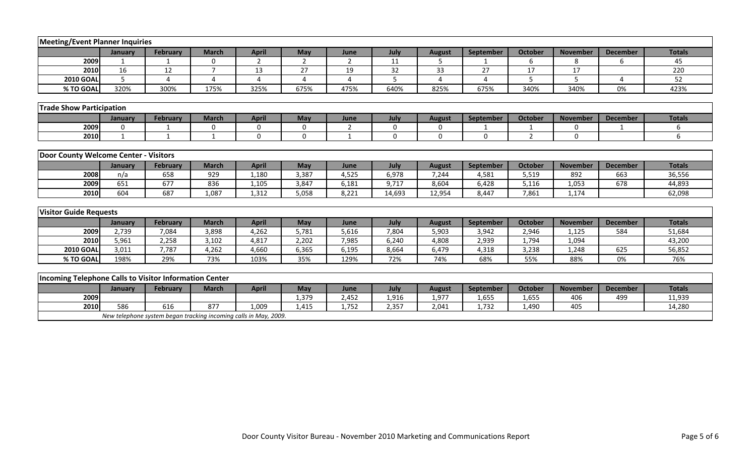## Meeting/Event Planner Inquiries

| | January | February | March | April | May | June | July | August | September | October | November | December | Totals |
|---|---|---|---|---|---|---|---|---|---|---|---|---|---|
| 2009 | 1 | 1 | 0 | 2 | 2 | 2 | 11 | 5 | 1 | 6 | 8 | 6 | 45 |
| 2010 | 16 | 12 | 7 | 13 | 27 | 19 | 32 | 33 | 27 | 17 | 17 | | 220 |
| 2010 GOAL | 5 | 4 | 4 | 4 | 4 | 4 | 5 | 4 | 4 | 5 | 5 | 4 | 52 |
| % TO GOAL | 320% | 300% | 175% | 325% | 675% | 475% | 640% | 825% | 675% | 340% | 340% | 0% | 423% |

## Trade Show Participation

| | January | February | March | April | May | June | July | August | September | October | November | December | Totals |
|---|---|---|---|---|---|---|---|---|---|---|---|---|---|
| 2009 | 0 | 1 | 0 | 0 | 0 | 2 | 0 | 0 | 1 | 1 | 0 | 1 | 6 |
| 2010 | 1 | 1 | 1 | 0 | 0 | 1 | 0 | 0 | 0 | 2 | 0 | | 6 |

## Door County Welcome Center - Visitors

| | January | February | March | April | May | June | July | August | September | October | November | December | Totals |
|---|---|---|---|---|---|---|---|---|---|---|---|---|---|
| 2008 | n/a | 658 | 929 | 1,180 | 3,387 | 4,525 | 6,978 | 7,244 | 4,581 | 5,519 | 892 | 663 | 36,556 |
| 2009 | 651 | 677 | 836 | 1,105 | 3,847 | 6,181 | 9,717 | 8,604 | 6,428 | 5,116 | 1,053 | 678 | 44,893 |
| 2010 | 604 | 687 | 1,087 | 1,312 | 5,058 | 8,221 | 14,693 | 12,954 | 8,447 | 7,861 | 1,174 | | 62,098 |

## Visitor Guide Requests

| | January | February | March | April | May | June | July | August | September | October | November | December | Totals |
|---|---|---|---|---|---|---|---|---|---|---|---|---|---|
| 2009 | 2,739 | 7,084 | 3,898 | 4,262 | 5,781 | 5,616 | 7,804 | 5,903 | 3,942 | 2,946 | 1,125 | 584 | 51,684 |
| 2010 | 5,961 | 2,258 | 3,102 | 4,817 | 2,202 | 7,985 | 6,240 | 4,808 | 2,939 | 1,794 | 1,094 | | 43,200 |
| 2010 GOAL | 3,011 | 7,787 | 4,262 | 4,660 | 6,365 | 6,195 | 8,664 | 6,479 | 4,318 | 3,238 | 1,248 | 625 | 56,852 |
| % TO GOAL | 198% | 29% | 73% | 103% | 35% | 129% | 72% | 74% | 68% | 55% | 88% | 0% | 76% |

## Incoming Telephone Calls to Visitor Information Center

| | January | February | March | April | May | June | July | August | September | October | November | December | Totals |
|---|---|---|---|---|---|---|---|---|---|---|---|---|---|
| 2009 | | | | | 1,379 | 2,452 | 1,916 | 1,977 | 1,655 | 1,655 | 406 | 499 | 11,939 |
| 2010 | 586 | 616 | 877 | 1,009 | 1,415 | 1,752 | 2,357 | 2,041 | 1,732 | 1,490 | 405 | | 14,280 |

*New telephone system began tracking incoming calls in May, 2009.*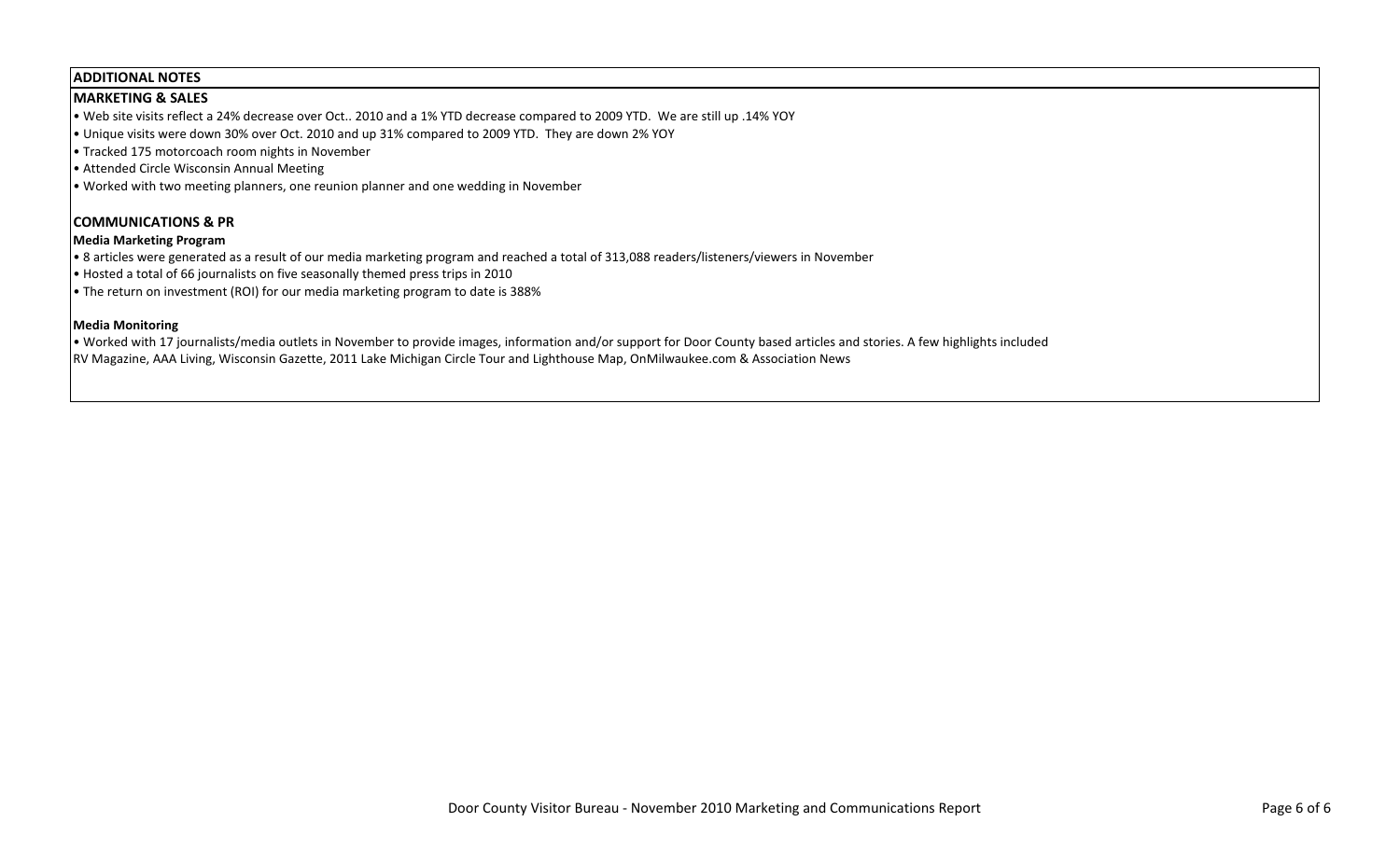## ADDITIONAL NOTES

### MARKETING & SALES

- Web site visits reflect a 24% decrease over Oct.. 2010 and a 1% YTD decrease compared to 2009 YTD. We are still up .14% YOY
- Unique visits were down 30% over Oct. 2010 and up 31% compared to 2009 YTD. They are down 2% YOY
- Tracked 175 motorcoach room nights in November
- Attended Circle Wisconsin Annual Meeting
- Worked with two meeting planners, one reunion planner and one wedding in November

### COMMUNICATIONS & PR

**Media Marketing Program**

- 8 articles were generated as a result of our media marketing program and reached a total of 313,088 readers/listeners/viewers in November
- Hosted a total of 66 journalists on five seasonally themed press trips in 2010
- The return on investment (ROI) for our media marketing program to date is 388%

**Media Monitoring**

- Worked with 17 journalists/media outlets in November to provide images, information and/or support for Door County based articles and stories. A few highlights included RV Magazine, AAA Living, Wisconsin Gazette, 2011 Lake Michigan Circle Tour and Lighthouse Map, OnMilwaukee.com & Association News